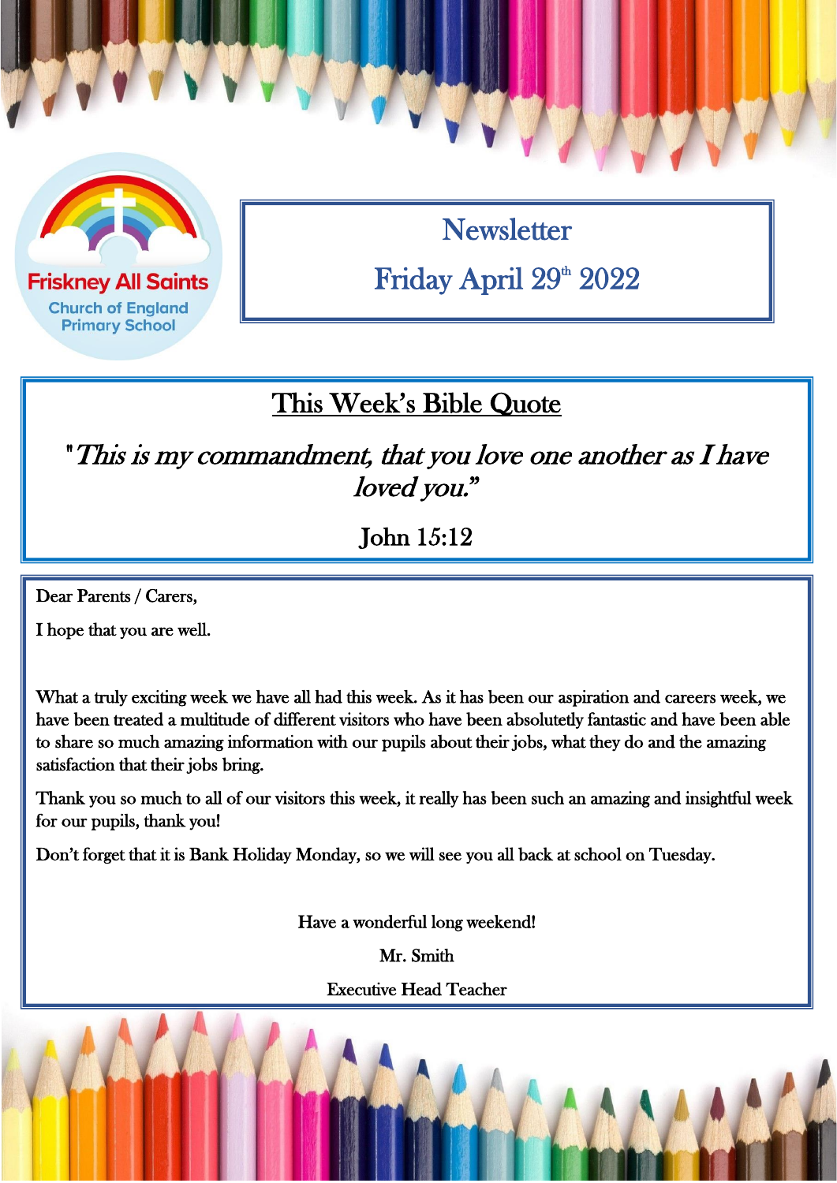Friskney All Saints
Church of England
Primary School

# Newsletter

## Friday April 29th 2022

## This Week's Bible Quote

*"This is my commandment, that you love one another as I have loved you."*

John 15:12

Dear Parents / Carers,

I hope that you are well.

What a truly exciting week we have all had this week. As it has been our aspiration and careers week, we have been treated a multitude of different visitors who have been absolutely fantastic and have been able to share so much amazing information with our pupils about their jobs, what they do and the amazing satisfaction that their jobs bring.

Thank you so much to all of our visitors this week, it really has been such an amazing and insightful week for our pupils, thank you!

Don't forget that it is Bank Holiday Monday, so we will see you all back at school on Tuesday.

Have a wonderful long weekend!

Mr. Smith

Executive Head Teacher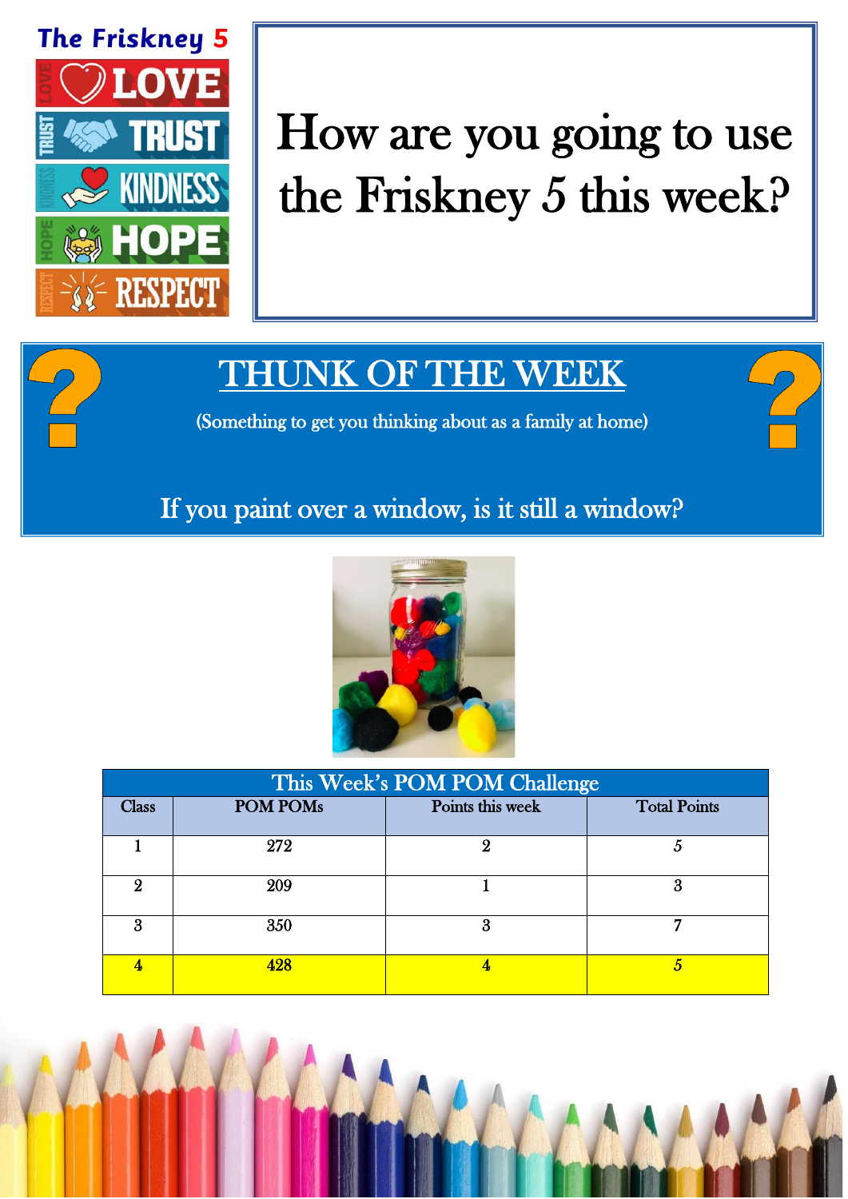**The Friskney 5**

- LOVE
- TRUST
- KINDNESS
- HOPE
- RESPECT

# How are you going to use the Friskney 5 this week?

## THUNK OF THE WEEK

(Something to get you thinking about as a family at home)

If you paint over a window, is it still a window?

| This Week's POM POM Challenge | | | |
|---|---|---|---|
| Class | POM POMs | Points this week | Total Points |
| 1 | 272 | 2 | 5 |
| 2 | 209 | 1 | 3 |
| 3 | 350 | 3 | 7 |
| 4 | 428 | 4 | 5 |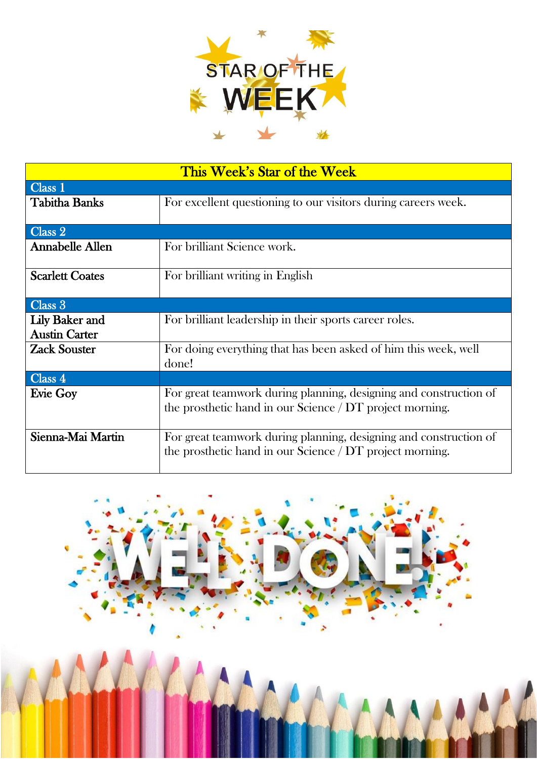# STAR OF THE WEEK

| This Week's Star of the Week | |
|---|---|
| **Class 1** | |
| Tabitha Banks | For excellent questioning to our visitors during careers week. |
| **Class 2** | |
| Annabelle Allen | For brilliant Science work. |
| Scarlett Coates | For brilliant writing in English |
| **Class 3** | |
| Lily Baker and Austin Carter | For brilliant leadership in their sports career roles. |
| Zack Souster | For doing everything that has been asked of him this week, well done! |
| **Class 4** | |
| Evie Goy | For great teamwork during planning, designing and construction of the prosthetic hand in our Science / DT project morning. |
| Sienna-Mai Martin | For great teamwork during planning, designing and construction of the prosthetic hand in our Science / DT project morning. |

WELL DONE!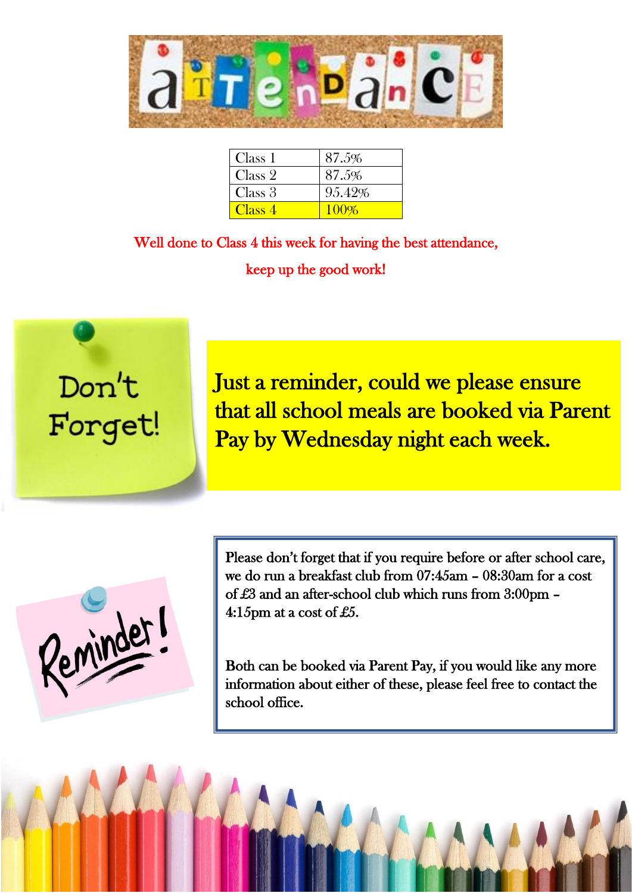# Attendance

| Class | Attendance |
| --- | --- |
| Class 1 | 87.5% |
| Class 2 | 87.5% |
| Class 3 | 95.42% |
| Class 4 | 100% |

Well done to Class 4 this week for having the best attendance, keep up the good work!

## Don't Forget!

Just a reminder, could we please ensure that all school meals are booked via Parent Pay by Wednesday night each week.

## Reminder!

Please don't forget that if you require before or after school care, we do run a breakfast club from 07:45am – 08:30am for a cost of £3 and an after-school club which runs from 3:00pm – 4:15pm at a cost of £5.

Both can be booked via Parent Pay, if you would like any more information about either of these, please feel free to contact the school office.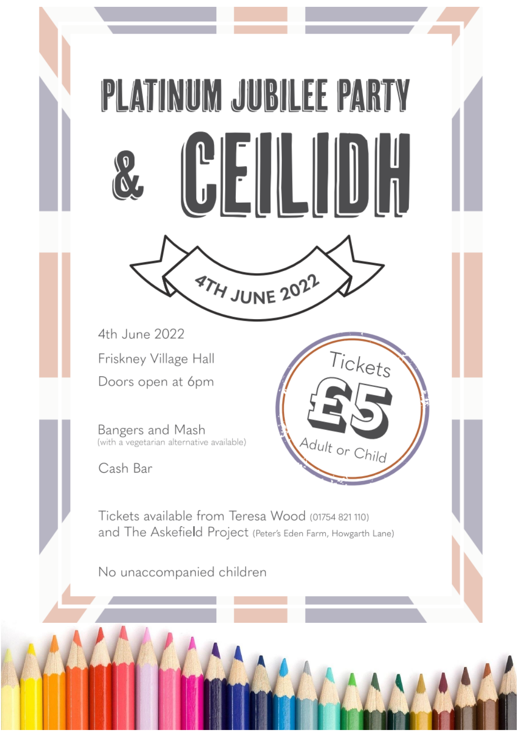# PLATINUM JUBILEE PARTY

# & CEILIDH

4TH JUNE 2022

4th June 2022

Friskney Village Hall

Doors open at 6pm

Tickets

**£5**

Adult or Child

Bangers and Mash
(with a vegetarian alternative available)

Cash Bar

Tickets available from Teresa Wood (01754 821 110)
and The Askefield Project (Peter's Eden Farm, Howgarth Lane)

No unaccompanied children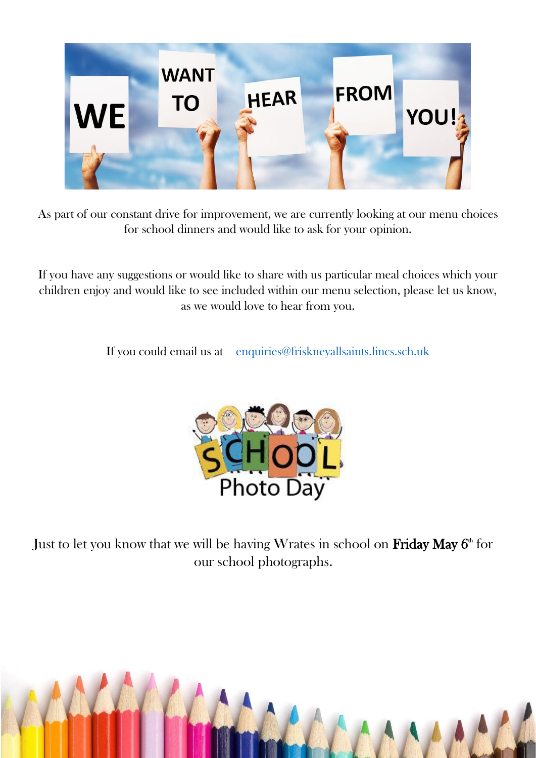As part of our constant drive for improvement, we are currently looking at our menu choices for school dinners and would like to ask for your opinion.

If you have any suggestions or would like to share with us particular meal choices which your children enjoy and would like to see included within our menu selection, please let us know, as we would love to hear from you.

If you could email us at enquiries@frisknevallsaints.lincs.sch.uk

Just to let you know that we will be having Wrates in school on **Friday May 6th** for our school photographs.